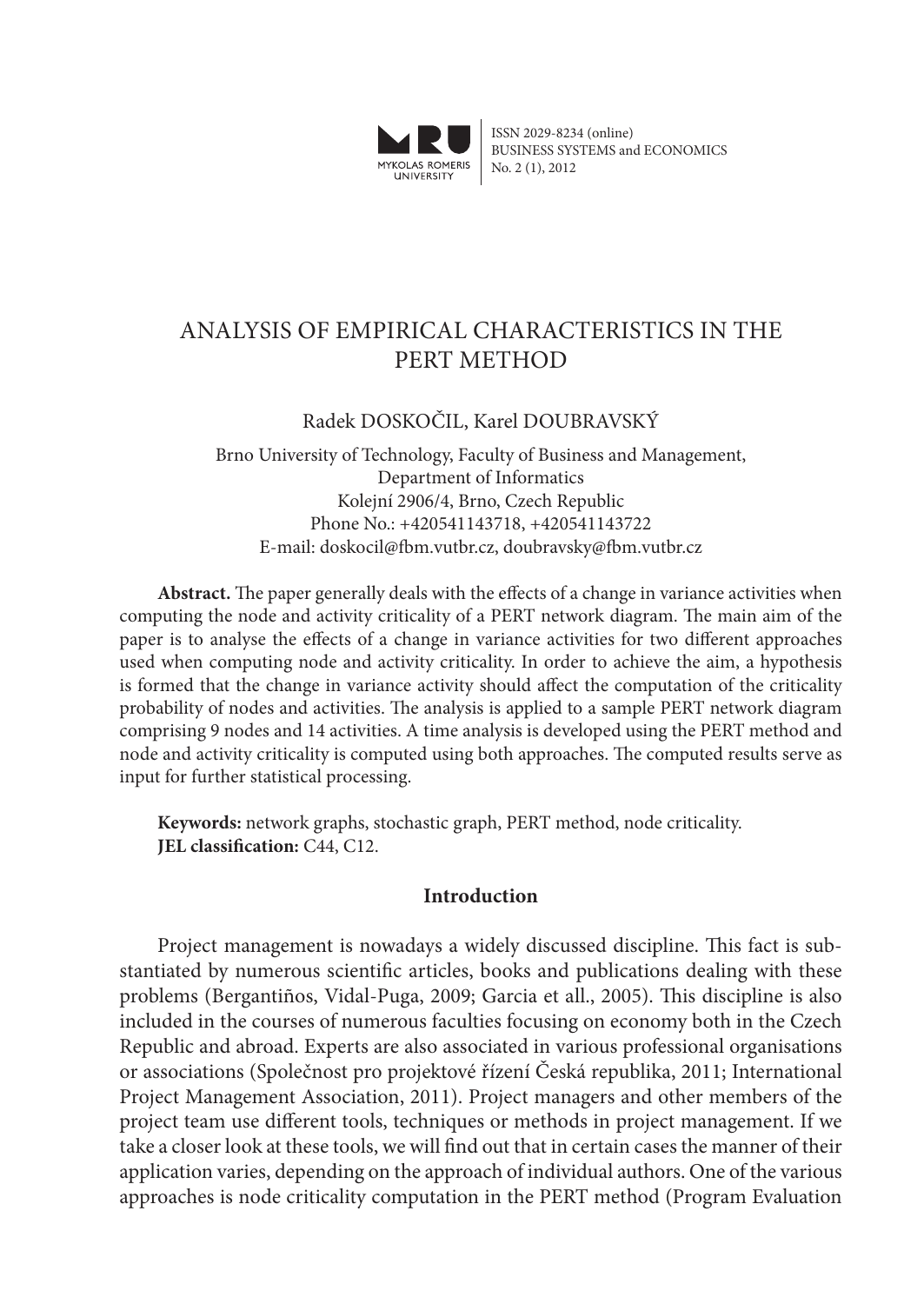# ANALYSIS OF EMPIRICAL CHARACTERISTICS IN THE PERT METHOD

Radek DOSKOČIL, Karel DOUBRAVSKÝ

Brno University of Technology, Faculty of Business and Management,
Department of Informatics
Kolejní 2906/4, Brno, Czech Republic
Phone No.: +420541143718, +420541143722
E-mail: doskocil@fbm.vutbr.cz, doubravsky@fbm.vutbr.cz

**Abstract.** The paper generally deals with the effects of a change in variance activities when computing the node and activity criticality of a PERT network diagram. The main aim of the paper is to analyse the effects of a change in variance activities for two different approaches used when computing node and activity criticality. In order to achieve the aim, a hypothesis is formed that the change in variance activity should affect the computation of the criticality probability of nodes and activities. The analysis is applied to a sample PERT network diagram comprising 9 nodes and 14 activities. A time analysis is developed using the PERT method and node and activity criticality is computed using both approaches. The computed results serve as input for further statistical processing.

**Keywords:** network graphs, stochastic graph, PERT method, node criticality.
**JEL classification:** C44, C12.

## Introduction

Project management is nowadays a widely discussed discipline. This fact is substantiated by numerous scientific articles, books and publications dealing with these problems (Bergantiños, Vidal-Puga, 2009; Garcia et all., 2005). This discipline is also included in the courses of numerous faculties focusing on economy both in the Czech Republic and abroad. Experts are also associated in various professional organisations or associations (Společnost pro projektové řízení Česká republika, 2011; International Project Management Association, 2011). Project managers and other members of the project team use different tools, techniques or methods in project management. If we take a closer look at these tools, we will find out that in certain cases the manner of their application varies, depending on the approach of individual authors. One of the various approaches is node criticality computation in the PERT method (Program Evaluation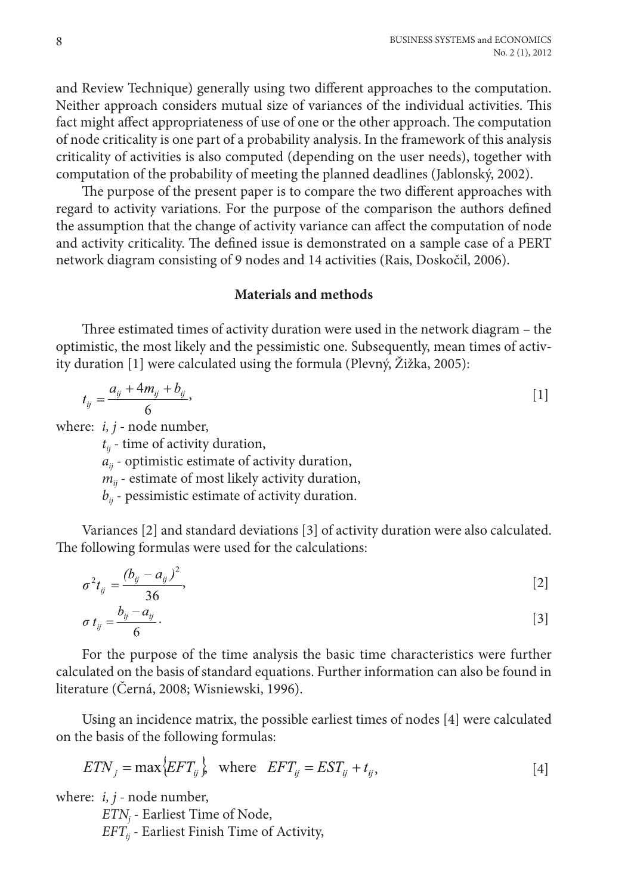and Review Technique) generally using two different approaches to the computation. Neither approach considers mutual size of variances of the individual activities. This fact might affect appropriateness of use of one or the other approach. The computation of node criticality is one part of a probability analysis. In the framework of this analysis criticality of activities is also computed (depending on the user needs), together with computation of the probability of meeting the planned deadlines (Jablonský, 2002).

The purpose of the present paper is to compare the two different approaches with regard to activity variations. For the purpose of the comparison the authors defined the assumption that the change of activity variance can affect the computation of node and activity criticality. The defined issue is demonstrated on a sample case of a PERT network diagram consisting of 9 nodes and 14 activities (Rais, Doskočil, 2006).

## Materials and methods

Three estimated times of activity duration were used in the network diagram – the optimistic, the most likely and the pessimistic one. Subsequently, mean times of activity duration [1] were calculated using the formula (Plevný, Žižka, 2005):

$$t_{ij} = \frac{a_{ij} + 4m_{ij} + b_{ij}}{6}, \tag{1}$$

where: $i, j$ - node number,
$t_{ij}$ - time of activity duration,
$a_{ij}$ - optimistic estimate of activity duration,
$m_{ij}$ - estimate of most likely activity duration,
$b_{ij}$ - pessimistic estimate of activity duration.

Variances [2] and standard deviations [3] of activity duration were also calculated. The following formulas were used for the calculations:

$$\sigma^2 t_{ij} = \frac{(b_{ij} - a_{ij})^2}{36}, \tag{2}$$

$$\sigma\, t_{ij} = \frac{b_{ij} - a_{ij}}{6}. \tag{3}$$

For the purpose of the time analysis the basic time characteristics were further calculated on the basis of standard equations. Further information can also be found in literature (Černá, 2008; Wisniewski, 1996).

Using an incidence matrix, the possible earliest times of nodes [4] were calculated on the basis of the following formulas:

$$ETN_j = \max\{EFT_{ij}\}, \quad \text{where} \quad EFT_{ij} = EST_{ij} + t_{ij}, \tag{4}$$

where: $i, j$ - node number,
$ETN_j$ - Earliest Time of Node,
$EFT_{ij}$ - Earliest Finish Time of Activity,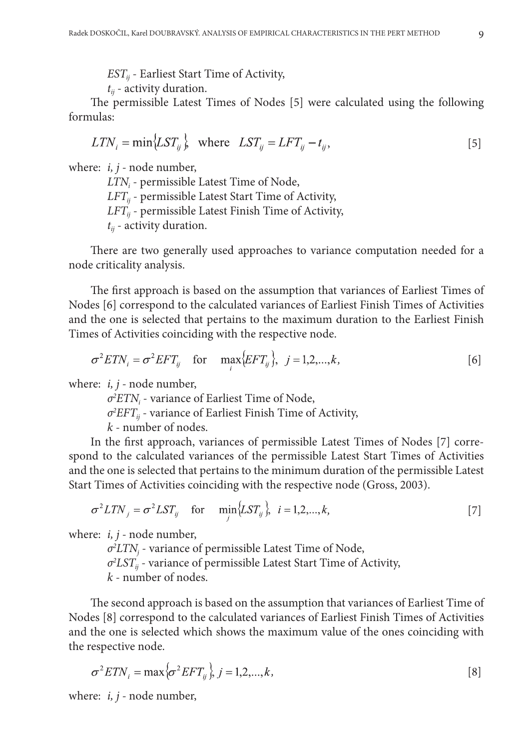$EST_{ij}$ - Earliest Start Time of Activity,

$t_{ij}$ - activity duration.

The permissible Latest Times of Nodes [5] were calculated using the following formulas:

$$LTN_i = \min\{LST_{ij}\}, \quad \text{where} \quad LST_{ij} = LFT_{ij} - t_{ij}, \qquad [5]$$

where: $i, j$ - node number,

$LTN_i$ - permissible Latest Time of Node,

$LFT_{ij}$ - permissible Latest Start Time of Activity,

$LFT_{ij}$ - permissible Latest Finish Time of Activity,

$t_{ij}$ - activity duration.

There are two generally used approaches to variance computation needed for a node criticality analysis.

The first approach is based on the assumption that variances of Earliest Times of Nodes [6] correspond to the calculated variances of Earliest Finish Times of Activities and the one is selected that pertains to the maximum duration to the Earliest Finish Times of Activities coinciding with the respective node.

$$\sigma^2 ETN_i = \sigma^2 EFT_{ij} \quad \text{for} \quad \max_i\{EFT_{ij}\}, \;\; j = 1,2,...,k, \qquad [6]$$

where: $i, j$ - node number,

$\sigma^2 ETN_i$ - variance of Earliest Time of Node,

$\sigma^2 EFT_{ij}$ - variance of Earliest Finish Time of Activity,

$k$ - number of nodes.

In the first approach, variances of permissible Latest Times of Nodes [7] correspond to the calculated variances of the permissible Latest Start Times of Activities and the one is selected that pertains to the minimum duration of the permissible Latest Start Times of Activities coinciding with the respective node (Gross, 2003).

$$\sigma^2 LTN_j = \sigma^2 LST_{ij} \quad \text{for} \quad \min_j\{LST_{ij}\}, \;\; i = 1,2,...,k, \qquad [7]$$

where: $i, j$ - node number,

$\sigma^2 LTN_j$ - variance of permissible Latest Time of Node,

$\sigma^2 LST_{ij}$ - variance of permissible Latest Start Time of Activity,

$k$ - number of nodes.

The second approach is based on the assumption that variances of Earliest Time of Nodes [8] correspond to the calculated variances of Earliest Finish Times of Activities and the one is selected which shows the maximum value of the ones coinciding with the respective node.

$$\sigma^2 ETN_i = \max\{\sigma^2 EFT_{ij}\}, \; j = 1,2,...,k, \qquad [8]$$

where: $i, j$ - node number,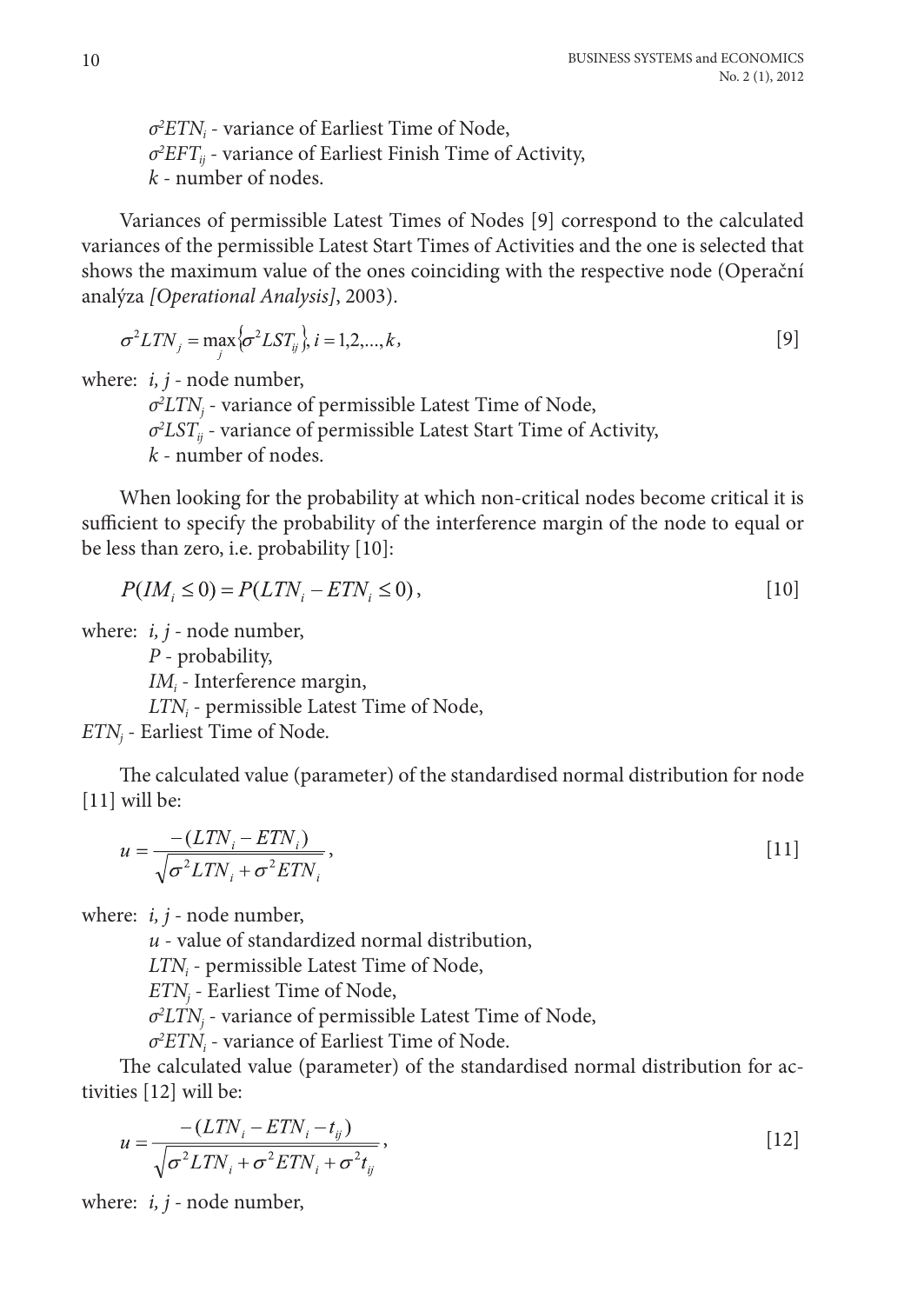$\sigma^2 ETN_i$ - variance of Earliest Time of Node,
$\sigma^2 EFT_{ij}$ - variance of Earliest Finish Time of Activity,
$k$ - number of nodes.

Variances of permissible Latest Times of Nodes [9] correspond to the calculated variances of the permissible Latest Start Times of Activities and the one is selected that shows the maximum value of the ones coinciding with the respective node (Operační analýza *[Operational Analysis]*, 2003).

$$\sigma^2 LTN_j = \max_j \{\sigma^2 LST_{ij}\}, i = 1,2,...,k, \quad [9]$$

where: $i, j$ - node number,
$\sigma^2 LTN_j$ - variance of permissible Latest Time of Node,
$\sigma^2 LST_{ij}$ - variance of permissible Latest Start Time of Activity,
$k$ - number of nodes.

When looking for the probability at which non-critical nodes become critical it is sufficient to specify the probability of the interference margin of the node to equal or be less than zero, i.e. probability [10]:

$$P(IM_i \leq 0) = P(LTN_i - ETN_i \leq 0), \quad [10]$$

where: $i, j$ - node number,
$P$ - probability,
$IM_i$ - Interference margin,
$LTN_i$ - permissible Latest Time of Node,
$ETN_j$ - Earliest Time of Node.

The calculated value (parameter) of the standardised normal distribution for node [11] will be:

$$u = \frac{-(LTN_i - ETN_i)}{\sqrt{\sigma^2 LTN_i + \sigma^2 ETN_i}}, \quad [11]$$

where: $i, j$ - node number,
$u$ - value of standardized normal distribution,
$LTN_i$ - permissible Latest Time of Node,
$ETN_j$ - Earliest Time of Node,
$\sigma^2 LTN_j$ - variance of permissible Latest Time of Node,
$\sigma^2 ETN_i$ - variance of Earliest Time of Node.

The calculated value (parameter) of the standardised normal distribution for activities [12] will be:

$$u = \frac{-(LTN_i - ETN_i - t_{ij})}{\sqrt{\sigma^2 LTN_i + \sigma^2 ETN_i + \sigma^2 t_{ij}}}, \quad [12]$$

where: $i, j$ - node number,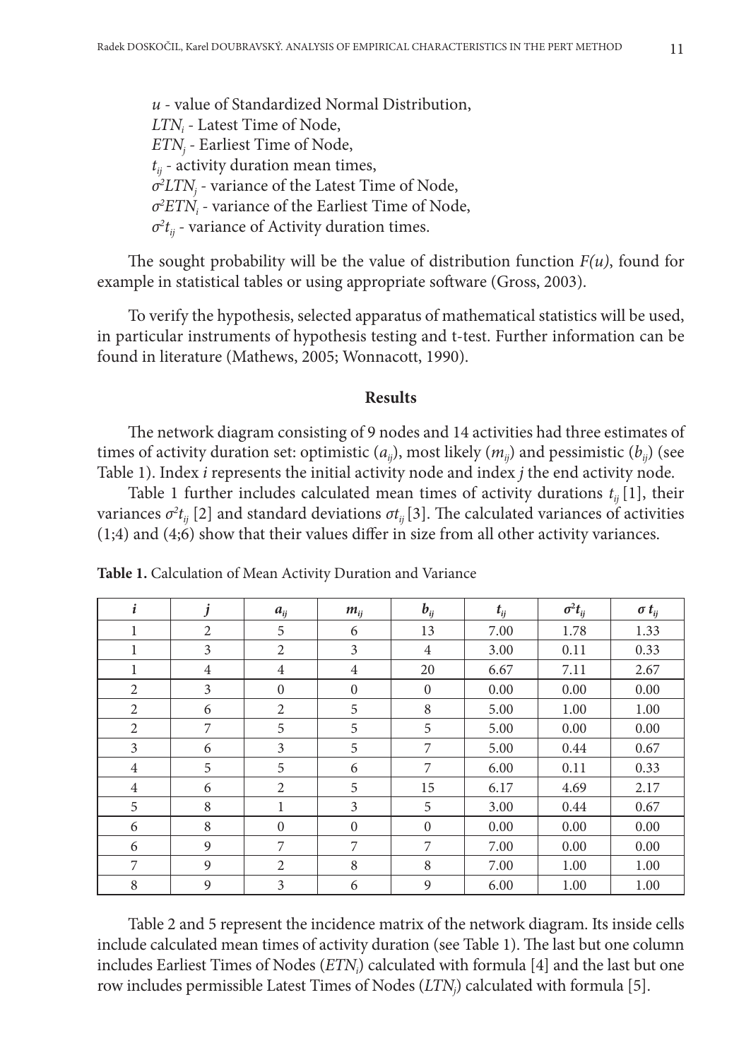$u$ - value of Standardized Normal Distribution,
$LTN_i$ - Latest Time of Node,
$ETN_j$ - Earliest Time of Node,
$t_{ij}$ - activity duration mean times,
$\sigma^2 LTN_j$ - variance of the Latest Time of Node,
$\sigma^2 ETN_i$ - variance of the Earliest Time of Node,
$\sigma^2 t_{ij}$ - variance of Activity duration times.

The sought probability will be the value of distribution function $F(u)$, found for example in statistical tables or using appropriate software (Gross, 2003).

To verify the hypothesis, selected apparatus of mathematical statistics will be used, in particular instruments of hypothesis testing and t-test. Further information can be found in literature (Mathews, 2005; Wonnacott, 1990).

## Results

The network diagram consisting of 9 nodes and 14 activities had three estimates of times of activity duration set: optimistic ($a_{ij}$), most likely ($m_{ij}$) and pessimistic ($b_{ij}$) (see Table 1). Index $i$ represents the initial activity node and index $j$ the end activity node.

Table 1 further includes calculated mean times of activity durations $t_{ij}$ [1], their variances $\sigma^2 t_{ij}$ [2] and standard deviations $\sigma t_{ij}$ [3]. The calculated variances of activities (1;4) and (4;6) show that their values differ in size from all other activity variances.

**Table 1.** Calculation of Mean Activity Duration and Variance

| $i$ | $j$ | $a_{ij}$ | $m_{ij}$ | $b_{ij}$ | $t_{ij}$ | $\sigma^2 t_{ij}$ | $\sigma t_{ij}$ |
|---|---|---|---|---|---|---|---|
| 1 | 2 | 5 | 6 | 13 | 7.00 | 1.78 | 1.33 |
| 1 | 3 | 2 | 3 | 4 | 3.00 | 0.11 | 0.33 |
| 1 | 4 | 4 | 4 | 20 | 6.67 | 7.11 | 2.67 |
| 2 | 3 | 0 | 0 | 0 | 0.00 | 0.00 | 0.00 |
| 2 | 6 | 2 | 5 | 8 | 5.00 | 1.00 | 1.00 |
| 2 | 7 | 5 | 5 | 5 | 5.00 | 0.00 | 0.00 |
| 3 | 6 | 3 | 5 | 7 | 5.00 | 0.44 | 0.67 |
| 4 | 5 | 5 | 6 | 7 | 6.00 | 0.11 | 0.33 |
| 4 | 6 | 2 | 5 | 15 | 6.17 | 4.69 | 2.17 |
| 5 | 8 | 1 | 3 | 5 | 3.00 | 0.44 | 0.67 |
| 6 | 8 | 0 | 0 | 0 | 0.00 | 0.00 | 0.00 |
| 6 | 9 | 7 | 7 | 7 | 7.00 | 0.00 | 0.00 |
| 7 | 9 | 2 | 8 | 8 | 7.00 | 1.00 | 1.00 |
| 8 | 9 | 3 | 6 | 9 | 6.00 | 1.00 | 1.00 |

Table 2 and 5 represent the incidence matrix of the network diagram. Its inside cells include calculated mean times of activity duration (see Table 1). The last but one column includes Earliest Times of Nodes ($ETN_i$) calculated with formula [4] and the last but one row includes permissible Latest Times of Nodes ($LTN_j$) calculated with formula [5].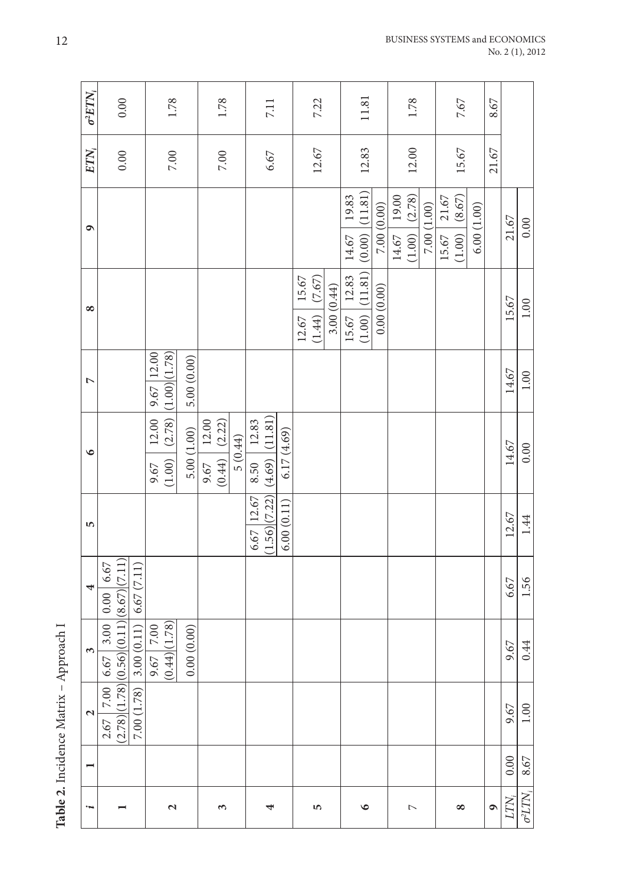**Table 2.** Incidence Matrix – Approach I

| $i$ | 1 | 2 | 3 | 4 | 5 | 6 | 7 | 8 | 9 | $ETN_i$ | $\sigma^2 ETN_i$ |
|---|---|---|---|---|---|---|---|---|---|---|---|
| **1** | | 2.67 (2.78) \| 7.00 (1.78); 7.00 (1.78) | 6.67 (0.56) \| 3.00 (0.11); 3.00 (0.11) | 0.00 (8.67) \| 6.67 (7.11); 6.67 (7.11) | | | | | | 0.00 | 0.00 |
| **2** | | | 9.67 (0.44) \| 7.00 (1.78); 0.00 (0.00) | | | 9.67 (1.00) \| 12.00 (2.78); 5.00 (1.00) | 9.67 (1.00) \| 12.00 (1.78); 5.00 (0.00) | | | 7.00 | 1.78 |
| **3** | | | | | | 9.67 (0.44) \| 12.00 (2.22); 5 (0.44) | | | | 7.00 | 1.78 |
| **4** | | | | | 6.67 (1.56) \| 12.67 (7.22); 6.00 (0.11) | 8.50 (4.69) \| 12.83 (11.81); 6.17 (4.69) | | | | 6.67 | 7.11 |
| **5** | | | | | | | | 12.67 (1.44) \| 15.67 (7.67); 3.00 (0.44) | | 12.67 | 7.22 |
| **6** | | | | | | | | 15.67 (1.00) \| 12.83 (11.81); 0.00 (0.00) | 14.67 (0.00) \| 19.83 (11.81); 7.00 (0.00) | 12.83 | 11.81 |
| 7 | | | | | | | | | 14.67 (1.00) \| 19.00 (2.78); 7.00 (1.00) | 12.00 | 1.78 |
| **8** | | | | | | | | | 15.67 (1.00) \| 21.67 (8.67); 6.00 (1.00) | 15.67 | 7.67 |
| **9** | | | | | | | | | | 21.67 | 8.67 |
| $LTN_i$ | 0.00 | 9.67 | 9.67 | 6.67 | 12.67 | 14.67 | 14.67 | 15.67 | 21.67 | | |
| $\sigma^2 LTN_i$ | 8.67 | 1.00 | 0.44 | 1.56 | 1.44 | 0.00 | 1.00 | 1.00 | 0.00 | | |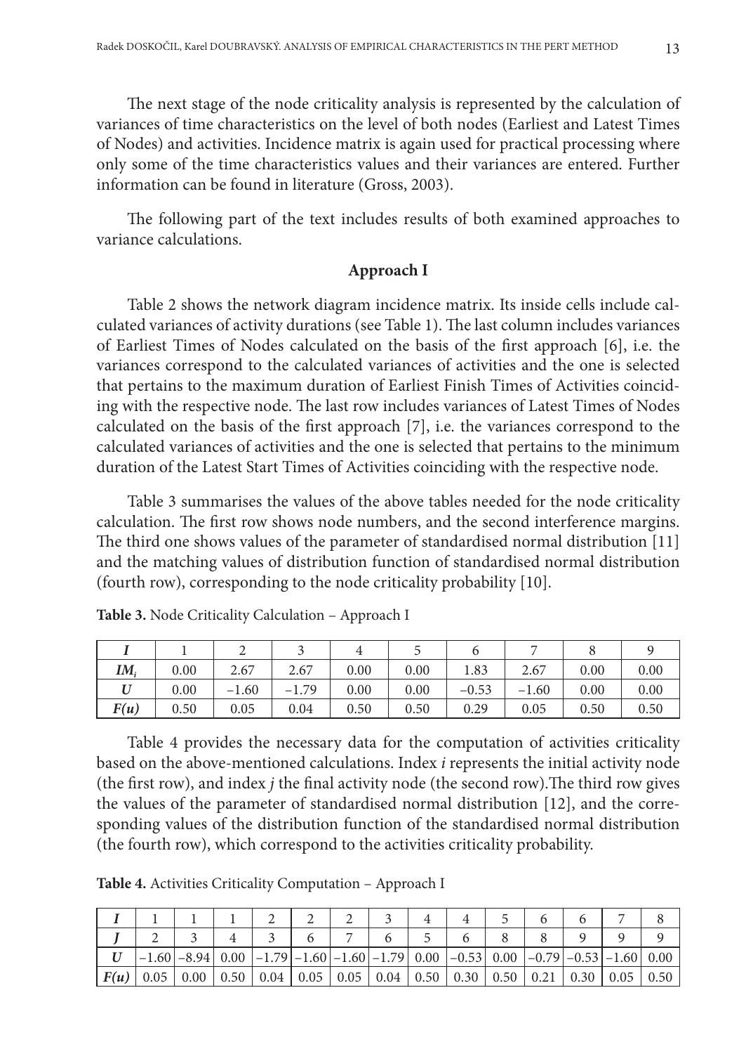The next stage of the node criticality analysis is represented by the calculation of variances of time characteristics on the level of both nodes (Earliest and Latest Times of Nodes) and activities. Incidence matrix is again used for practical processing where only some of the time characteristics values and their variances are entered. Further information can be found in literature (Gross, 2003).

The following part of the text includes results of both examined approaches to variance calculations.

### Approach I

Table 2 shows the network diagram incidence matrix. Its inside cells include calculated variances of activity durations (see Table 1). The last column includes variances of Earliest Times of Nodes calculated on the basis of the first approach [6], i.e. the variances correspond to the calculated variances of activities and the one is selected that pertains to the maximum duration of Earliest Finish Times of Activities coinciding with the respective node. The last row includes variances of Latest Times of Nodes calculated on the basis of the first approach [7], i.e. the variances correspond to the calculated variances of activities and the one is selected that pertains to the minimum duration of the Latest Start Times of Activities coinciding with the respective node.

Table 3 summarises the values of the above tables needed for the node criticality calculation. The first row shows node numbers, and the second interference margins. The third one shows values of the parameter of standardised normal distribution [11] and the matching values of distribution function of standardised normal distribution (fourth row), corresponding to the node criticality probability [10].

**Table 3.** Node Criticality Calculation – Approach I

| $I$ | 1 | 2 | 3 | 4 | 5 | 6 | 7 | 8 | 9 |
|---|---|---|---|---|---|---|---|---|---|
| $IM_i$ | 0.00 | 2.67 | 2.67 | 0.00 | 0.00 | 1.83 | 2.67 | 0.00 | 0.00 |
| $U$ | 0.00 | −1.60 | −1.79 | 0.00 | 0.00 | −0.53 | −1.60 | 0.00 | 0.00 |
| $F(u)$ | 0.50 | 0.05 | 0.04 | 0.50 | 0.50 | 0.29 | 0.05 | 0.50 | 0.50 |

Table 4 provides the necessary data for the computation of activities criticality based on the above-mentioned calculations. Index *i* represents the initial activity node (the first row), and index *j* the final activity node (the second row).The third row gives the values of the parameter of standardised normal distribution [12], and the corresponding values of the distribution function of the standardised normal distribution (the fourth row), which correspond to the activities criticality probability.

**Table 4.** Activities Criticality Computation – Approach I

| $I$ | 1 | 1 | 1 | 2 | 2 | 2 | 3 | 4 | 4 | 5 | 6 | 6 | 7 | 8 |
|---|---|---|---|---|---|---|---|---|---|---|---|---|---|---|
| $J$ | 2 | 3 | 4 | 3 | 6 | 7 | 6 | 5 | 6 | 8 | 8 | 9 | 9 | 9 |
| $U$ | −1.60 | −8.94 | 0.00 | −1.79 | −1.60 | −1.60 | −1.79 | 0.00 | −0.53 | 0.00 | −0.79 | −0.53 | −1.60 | 0.00 |
| $F(u)$ | 0.05 | 0.00 | 0.50 | 0.04 | 0.05 | 0.05 | 0.04 | 0.50 | 0.30 | 0.50 | 0.21 | 0.30 | 0.05 | 0.50 |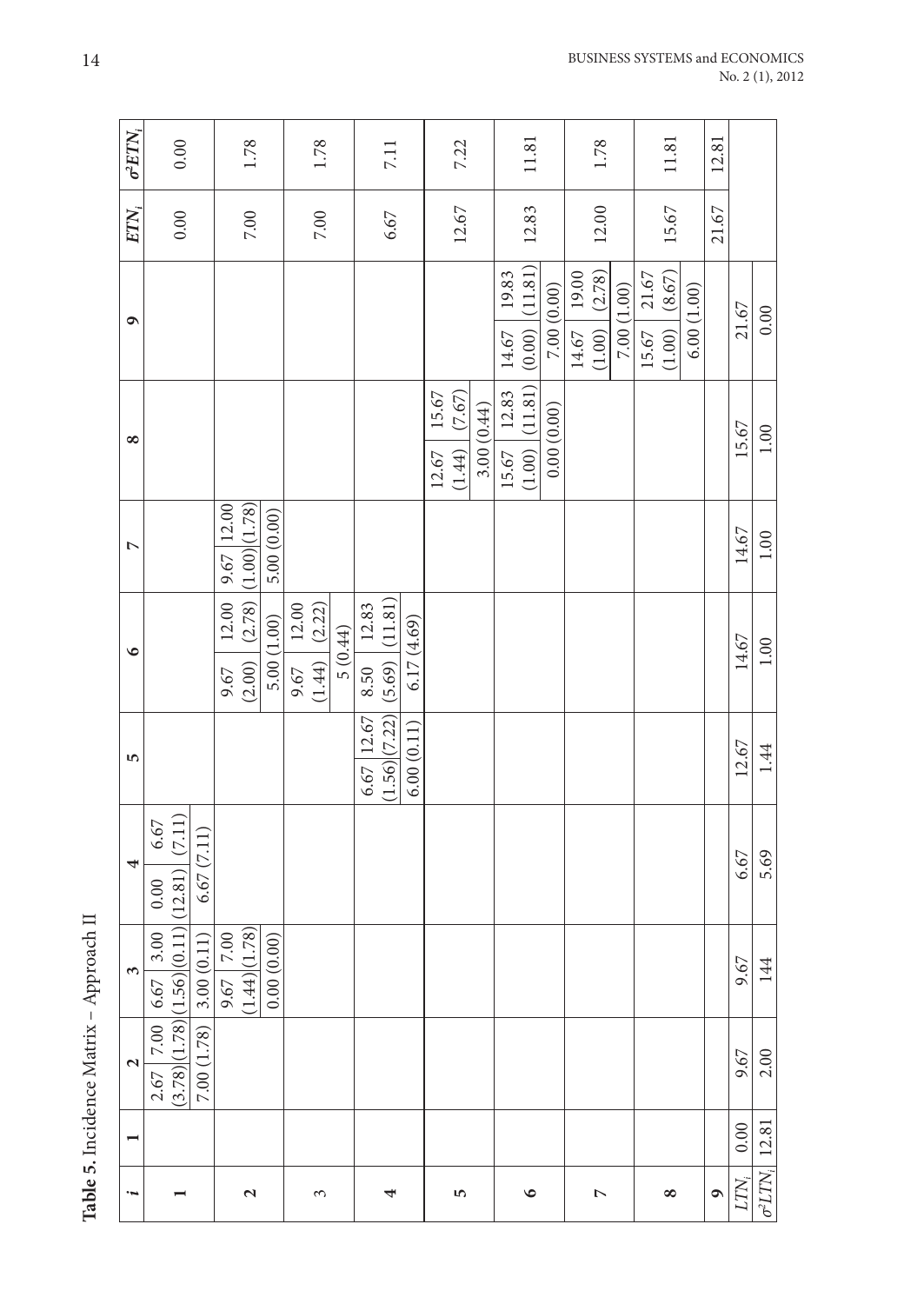**Table 5.** Incidence Matrix – Approach II

| $i$ | 1 | 2 | 3 | 4 | 5 | 6 | 7 | 8 | 9 | $ETN_i$ | $\sigma^2 ETN_i$ |
|---|---|---|---|---|---|---|---|---|---|---|---|
| 1 | | 2.67 (3.78) \| 7.00 (1.78); 7.00 (1.78) | 6.67 (1.56) \| 3.00 (0.11); 3.00 (0.11) | 0.00 (12.81) \| 6.67 (7.11); 6.67 (7.11) | | | | | | 0.00 | 0.00 |
| 2 | | | 9.67 (1.44) \| 7.00 (1.78); 0.00 (0.00) | | | 9.67 (2.00) \| 12.00 (2.78); 5.00 (1.00) | 9.67 (1.00) \| 12.00 (1.78); 5.00 (0.00) | | | 7.00 | 1.78 |
| 3 | | | | | | 9.67 (1.44) \| 12.00 (2.22); 5 (0.44) | | | | 7.00 | 1.78 |
| 4 | | | | | 6.67 (1.56) \| 12.67 (7.22); 6.00 (0.11) | 8.50 (5.69) \| 12.83 (11.81); 6.17 (4.69) | | | | 6.67 | 7.11 |
| 5 | | | | | | | | 12.67 (1.44) \| 15.67 (7.67); 3.00 (0.44) | | 12.67 | 7.22 |
| 6 | | | | | | | | 15.67 (1.00) \| 12.83 (11.81); 0.00 (0.00) | 14.67 (0.00) \| 19.83 (11.81); 7.00 (0.00) | 12.83 | 11.81 |
| 7 | | | | | | | | | 14.67 (1.00) \| 19.00 (2.78); 7.00 (1.00) | 12.00 | 1.78 |
| 8 | | | | | | | | | 15.67 (1.00) \| 21.67 (8.67); 6.00 (1.00) | 15.67 | 11.81 |
| 9 | | | | | | | | | | 21.67 | 12.81 |
| $LTN_i$ | 0.00 | 9.67 | 9.67 | 6.67 | 12.67 | 14.67 | 14.67 | 15.67 | 21.67 | | |
| $\sigma^2 LTN_i$ | 12.81 | 2.00 | 144 | 5.69 | 1.44 | 1.00 | 1.00 | 1.00 | 0.00 | | |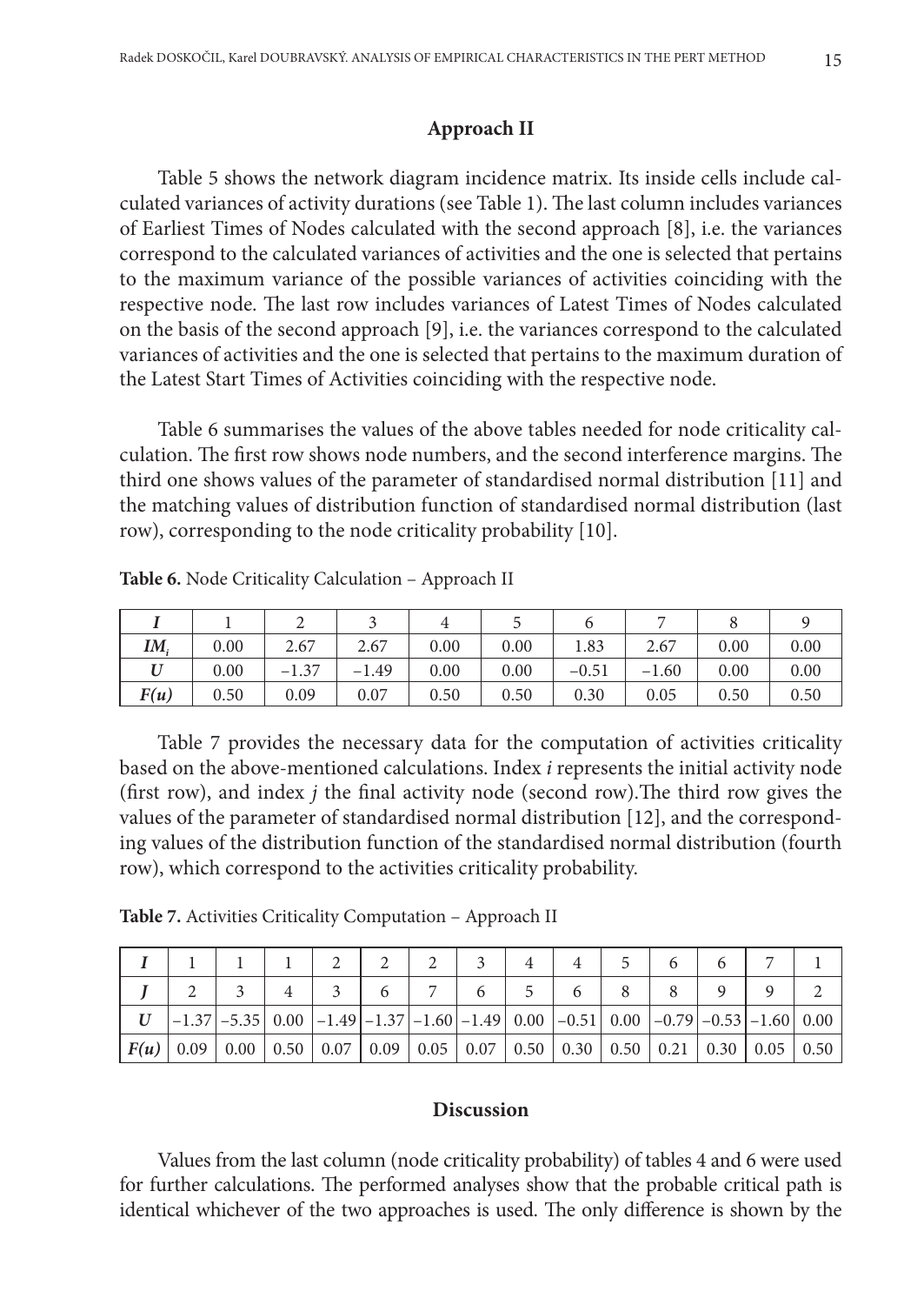## Approach II

Table 5 shows the network diagram incidence matrix. Its inside cells include calculated variances of activity durations (see Table 1). The last column includes variances of Earliest Times of Nodes calculated with the second approach [8], i.e. the variances correspond to the calculated variances of activities and the one is selected that pertains to the maximum variance of the possible variances of activities coinciding with the respective node. The last row includes variances of Latest Times of Nodes calculated on the basis of the second approach [9], i.e. the variances correspond to the calculated variances of activities and the one is selected that pertains to the maximum duration of the Latest Start Times of Activities coinciding with the respective node.

Table 6 summarises the values of the above tables needed for node criticality calculation. The first row shows node numbers, and the second interference margins. The third one shows values of the parameter of standardised normal distribution [11] and the matching values of distribution function of standardised normal distribution (last row), corresponding to the node criticality probability [10].

**Table 6.** Node Criticality Calculation – Approach II

| $I$ | 1 | 2 | 3 | 4 | 5 | 6 | 7 | 8 | 9 |
|---|---|---|---|---|---|---|---|---|---|
| $IM_i$ | 0.00 | 2.67 | 2.67 | 0.00 | 0.00 | 1.83 | 2.67 | 0.00 | 0.00 |
| $U$ | 0.00 | −1.37 | −1.49 | 0.00 | 0.00 | −0.51 | −1.60 | 0.00 | 0.00 |
| $F(u)$ | 0.50 | 0.09 | 0.07 | 0.50 | 0.50 | 0.30 | 0.05 | 0.50 | 0.50 |

Table 7 provides the necessary data for the computation of activities criticality based on the above-mentioned calculations. Index *i* represents the initial activity node (first row), and index *j* the final activity node (second row).The third row gives the values of the parameter of standardised normal distribution [12], and the corresponding values of the distribution function of the standardised normal distribution (fourth row), which correspond to the activities criticality probability.

**Table 7.** Activities Criticality Computation – Approach II

| $I$ | 1 | 1 | 1 | 2 | 2 | 2 | 3 | 4 | 4 | 5 | 6 | 6 | 7 | 1 |
|---|---|---|---|---|---|---|---|---|---|---|---|---|---|---|
| $J$ | 2 | 3 | 4 | 3 | 6 | 7 | 6 | 5 | 6 | 8 | 8 | 9 | 9 | 2 |
| $U$ | −1.37 | −5.35 | 0.00 | −1.49 | −1.37 | −1.60 | −1.49 | 0.00 | −0.51 | 0.00 | −0.79 | −0.53 | −1.60 | 0.00 |
| $F(u)$ | 0.09 | 0.00 | 0.50 | 0.07 | 0.09 | 0.05 | 0.07 | 0.50 | 0.30 | 0.50 | 0.21 | 0.30 | 0.05 | 0.50 |

## Discussion

Values from the last column (node criticality probability) of tables 4 and 6 were used for further calculations. The performed analyses show that the probable critical path is identical whichever of the two approaches is used. The only difference is shown by the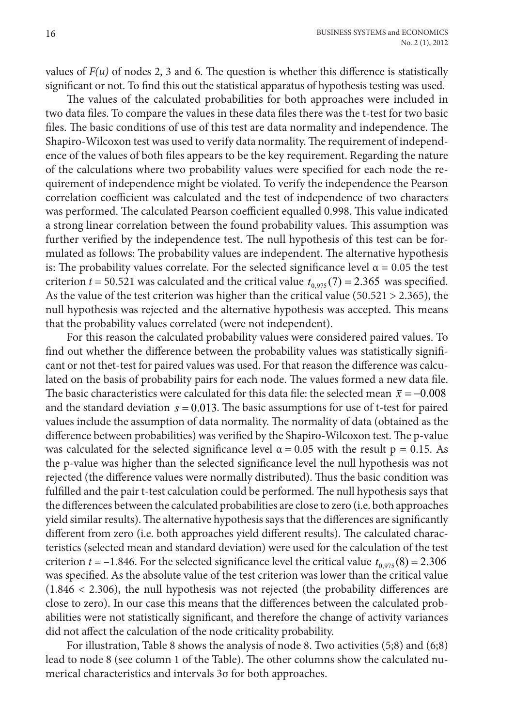values of $F(u)$ of nodes 2, 3 and 6. The question is whether this difference is statistically significant or not. To find this out the statistical apparatus of hypothesis testing was used.

The values of the calculated probabilities for both approaches were included in two data files. To compare the values in these data files there was the t-test for two basic files. The basic conditions of use of this test are data normality and independence. The Shapiro-Wilcoxon test was used to verify data normality. The requirement of independence of the values of both files appears to be the key requirement. Regarding the nature of the calculations where two probability values were specified for each node the requirement of independence might be violated. To verify the independence the Pearson correlation coefficient was calculated and the test of independence of two characters was performed. The calculated Pearson coefficient equalled 0.998. This value indicated a strong linear correlation between the found probability values. This assumption was further verified by the independence test. The null hypothesis of this test can be formulated as follows: The probability values are independent. The alternative hypothesis is: The probability values correlate. For the selected significance level $\alpha = 0.05$ the test criterion $t = 50.521$ was calculated and the critical value $t_{0,975}(7) = 2.365$ was specified. As the value of the test criterion was higher than the critical value ($50.521 > 2.365$), the null hypothesis was rejected and the alternative hypothesis was accepted. This means that the probability values correlated (were not independent).

For this reason the calculated probability values were considered paired values. To find out whether the difference between the probability values was statistically significant or not thet-test for paired values was used. For that reason the difference was calculated on the basis of probability pairs for each node. The values formed a new data file. The basic characteristics were calculated for this data file: the selected mean $\bar{x} = -0.008$ and the standard deviation $s = 0.013$. The basic assumptions for use of t-test for paired values include the assumption of data normality. The normality of data (obtained as the difference between probabilities) was verified by the Shapiro-Wilcoxon test. The p-value was calculated for the selected significance level $\alpha = 0.05$ with the result $p = 0.15$. As the p-value was higher than the selected significance level the null hypothesis was not rejected (the difference values were normally distributed). Thus the basic condition was fulfilled and the pair t-test calculation could be performed. The null hypothesis says that the differences between the calculated probabilities are close to zero (i.e. both approaches yield similar results). The alternative hypothesis says that the differences are significantly different from zero (i.e. both approaches yield different results). The calculated characteristics (selected mean and standard deviation) were used for the calculation of the test criterion $t = -1.846$. For the selected significance level the critical value $t_{0,975}(8) = 2.306$ was specified. As the absolute value of the test criterion was lower than the critical value ($1.846 < 2.306$), the null hypothesis was not rejected (the probability differences are close to zero). In our case this means that the differences between the calculated probabilities were not statistically significant, and therefore the change of activity variances did not affect the calculation of the node criticality probability.

For illustration, Table 8 shows the analysis of node 8. Two activities (5;8) and (6;8) lead to node 8 (see column 1 of the Table). The other columns show the calculated numerical characteristics and intervals $3\sigma$ for both approaches.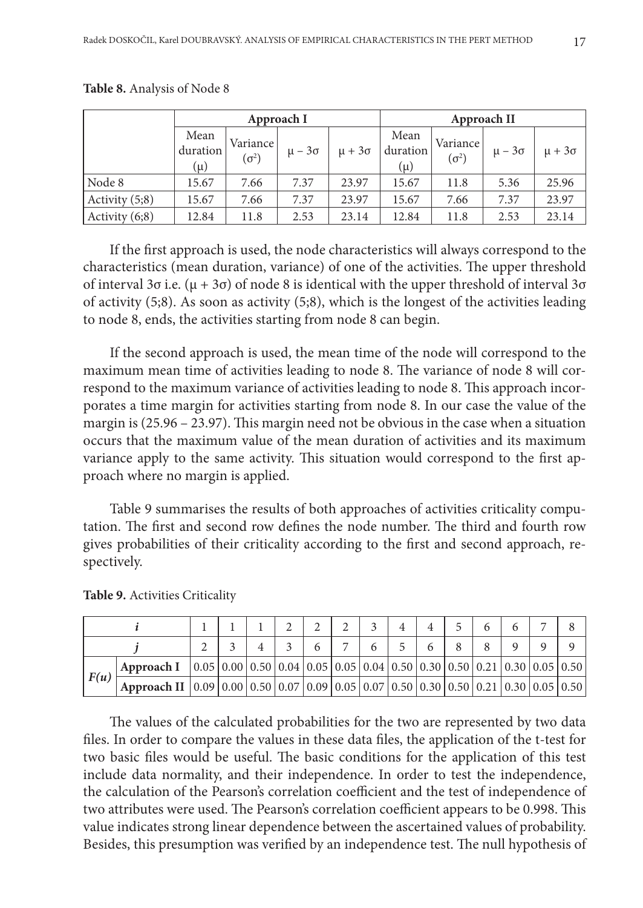**Table 8.** Analysis of Node 8

| | Approach I | | | | Approach II | | | |
|---|---|---|---|---|---|---|---|---|
| | Mean duration ($\mu$) | Variance ($\sigma^2$) | $\mu - 3\sigma$ | $\mu + 3\sigma$ | Mean duration ($\mu$) | Variance ($\sigma^2$) | $\mu - 3\sigma$ | $\mu + 3\sigma$ |
| Node 8 | 15.67 | 7.66 | 7.37 | 23.97 | 15.67 | 11.8 | 5.36 | 25.96 |
| Activity (5;8) | 15.67 | 7.66 | 7.37 | 23.97 | 15.67 | 7.66 | 7.37 | 23.97 |
| Activity (6;8) | 12.84 | 11.8 | 2.53 | 23.14 | 12.84 | 11.8 | 2.53 | 23.14 |

If the first approach is used, the node characteristics will always correspond to the characteristics (mean duration, variance) of one of the activities. The upper threshold of interval $3\sigma$ i.e. ($\mu + 3\sigma$) of node 8 is identical with the upper threshold of interval $3\sigma$ of activity (5;8). As soon as activity (5;8), which is the longest of the activities leading to node 8, ends, the activities starting from node 8 can begin.

If the second approach is used, the mean time of the node will correspond to the maximum mean time of activities leading to node 8. The variance of node 8 will correspond to the maximum variance of activities leading to node 8. This approach incorporates a time margin for activities starting from node 8. In our case the value of the margin is (25.96 – 23.97). This margin need not be obvious in the case when a situation occurs that the maximum value of the mean duration of activities and its maximum variance apply to the same activity. This situation would correspond to the first approach where no margin is applied.

Table 9 summarises the results of both approaches of activities criticality computation. The first and second row defines the node number. The third and fourth row gives probabilities of their criticality according to the first and second approach, respectively.

**Table 9.** Activities Criticality

| | $i$ | 1 | 1 | 1 | 2 | 2 | 2 | 3 | 4 | 4 | 5 | 6 | 6 | 7 | 8 |
|---|---|---|---|---|---|---|---|---|---|---|---|---|---|---|---|
| | $j$ | 2 | 3 | 4 | 3 | 6 | 7 | 6 | 5 | 6 | 8 | 8 | 9 | 9 | 9 |
| $F(u)$ | **Approach I** | 0.05 | 0.00 | 0.50 | 0.04 | 0.05 | 0.05 | 0.04 | 0.50 | 0.30 | 0.50 | 0.21 | 0.30 | 0.05 | 0.50 |
| | **Approach II** | 0.09 | 0.00 | 0.50 | 0.07 | 0.09 | 0.05 | 0.07 | 0.50 | 0.30 | 0.50 | 0.21 | 0.30 | 0.05 | 0.50 |

The values of the calculated probabilities for the two are represented by two data files. In order to compare the values in these data files, the application of the t-test for two basic files would be useful. The basic conditions for the application of this test include data normality, and their independence. In order to test the independence, the calculation of the Pearson's correlation coefficient and the test of independence of two attributes were used. The Pearson's correlation coefficient appears to be 0.998. This value indicates strong linear dependence between the ascertained values of probability. Besides, this presumption was verified by an independence test. The null hypothesis of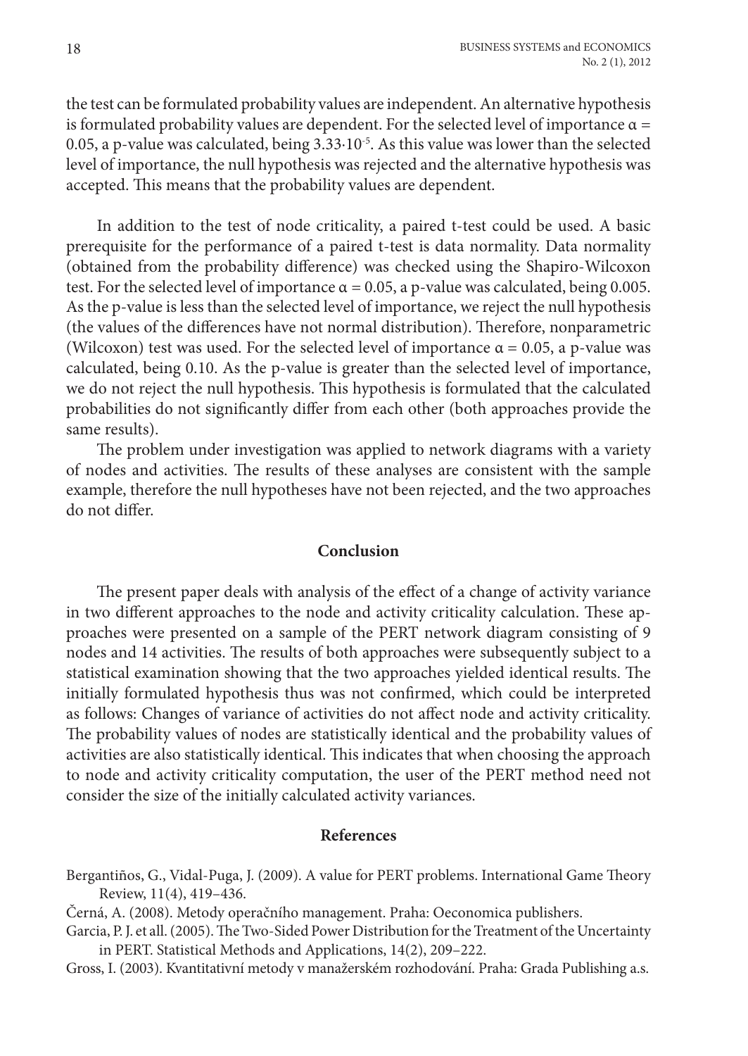the test can be formulated probability values are independent. An alternative hypothesis is formulated probability values are dependent. For the selected level of importance $\alpha = 0.05$, a p-value was calculated, being $3.33 \cdot 10^{-5}$. As this value was lower than the selected level of importance, the null hypothesis was rejected and the alternative hypothesis was accepted. This means that the probability values are dependent.

In addition to the test of node criticality, a paired t-test could be used. A basic prerequisite for the performance of a paired t-test is data normality. Data normality (obtained from the probability difference) was checked using the Shapiro-Wilcoxon test. For the selected level of importance $\alpha = 0.05$, a p-value was calculated, being 0.005. As the p-value is less than the selected level of importance, we reject the null hypothesis (the values of the differences have not normal distribution). Therefore, nonparametric (Wilcoxon) test was used. For the selected level of importance $\alpha = 0.05$, a p-value was calculated, being 0.10. As the p-value is greater than the selected level of importance, we do not reject the null hypothesis. This hypothesis is formulated that the calculated probabilities do not significantly differ from each other (both approaches provide the same results).

The problem under investigation was applied to network diagrams with a variety of nodes and activities. The results of these analyses are consistent with the sample example, therefore the null hypotheses have not been rejected, and the two approaches do not differ.

## Conclusion

The present paper deals with analysis of the effect of a change of activity variance in two different approaches to the node and activity criticality calculation. These approaches were presented on a sample of the PERT network diagram consisting of 9 nodes and 14 activities. The results of both approaches were subsequently subject to a statistical examination showing that the two approaches yielded identical results. The initially formulated hypothesis thus was not confirmed, which could be interpreted as follows: Changes of variance of activities do not affect node and activity criticality. The probability values of nodes are statistically identical and the probability values of activities are also statistically identical. This indicates that when choosing the approach to node and activity criticality computation, the user of the PERT method need not consider the size of the initially calculated activity variances.

## References

Bergantiños, G., Vidal-Puga, J. (2009). A value for PERT problems. International Game Theory Review, 11(4), 419–436.

Černá, A. (2008). Metody operačního management. Praha: Oeconomica publishers.

Garcia, P. J. et all. (2005). The Two-Sided Power Distribution for the Treatment of the Uncertainty in PERT. Statistical Methods and Applications, 14(2), 209–222.

Gross, I. (2003). Kvantitativní metody v manažerském rozhodování. Praha: Grada Publishing a.s.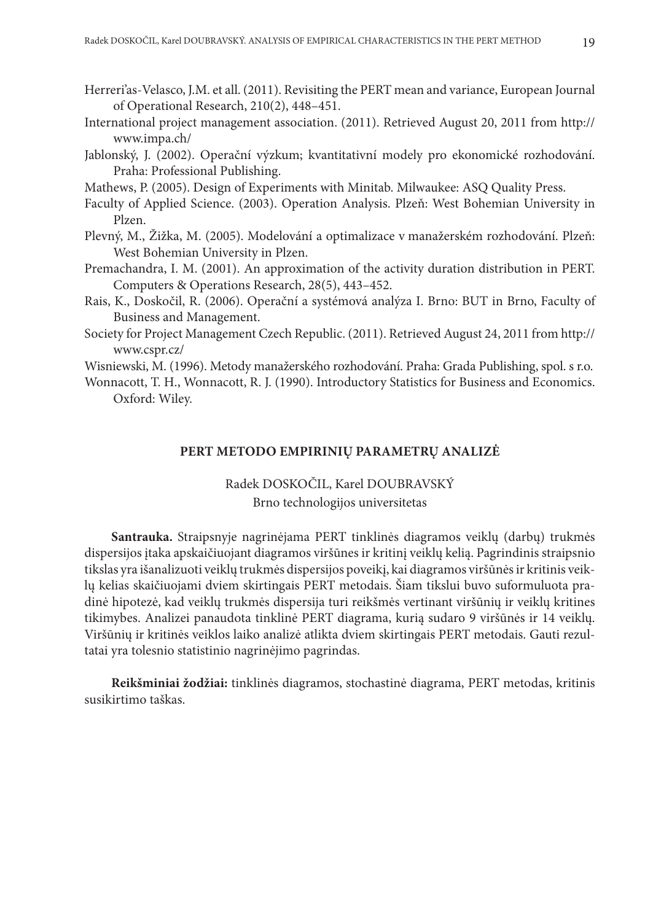Herreri'as-Velasco, J.M. et all. (2011). Revisiting the PERT mean and variance, European Journal of Operational Research, 210(2), 448–451.

International project management association. (2011). Retrieved August 20, 2011 from http://www.impa.ch/

Jablonský, J. (2002). Operační výzkum; kvantitativní modely pro ekonomické rozhodování. Praha: Professional Publishing.

Mathews, P. (2005). Design of Experiments with Minitab. Milwaukee: ASQ Quality Press.

Faculty of Applied Science. (2003). Operation Analysis. Plzeň: West Bohemian University in Plzen.

Plevný, M., Žižka, M. (2005). Modelování a optimalizace v manažerském rozhodování. Plzeň: West Bohemian University in Plzen.

Premachandra, I. M. (2001). An approximation of the activity duration distribution in PERT. Computers & Operations Research, 28(5), 443–452.

Rais, K., Doskočil, R. (2006). Operační a systémová analýza I. Brno: BUT in Brno, Faculty of Business and Management.

Society for Project Management Czech Republic. (2011). Retrieved August 24, 2011 from http://www.cspr.cz/

Wisniewski, M. (1996). Metody manažerského rozhodování. Praha: Grada Publishing, spol. s r.o.

Wonnacott, T. H., Wonnacott, R. J. (1990). Introductory Statistics for Business and Economics. Oxford: Wiley.

## PERT METODO EMPIRINIŲ PARAMETRŲ ANALIZĖ

Radek DOSKOČIL, Karel DOUBRAVSKÝ

Brno technologijos universitetas

**Santrauka.** Straipsnyje nagrinėjama PERT tinklinės diagramos veiklų (darbų) trukmės dispersijos įtaka apskaičiuojant diagramos viršūnes ir kritinį veiklų kelią. Pagrindinis straipsnio tikslas yra išanalizuoti veiklų trukmės dispersijos poveikį, kai diagramos viršūnės ir kritinis veiklų kelias skaičiuojami dviem skirtingais PERT metodais. Šiam tikslui buvo suformuluota pradinė hipotezė, kad veiklų trukmės dispersija turi reikšmės vertinant viršūnių ir veiklų kritines tikimybes. Analizei panaudota tinklinė PERT diagrama, kurią sudaro 9 viršūnės ir 14 veiklų. Viršūnių ir kritinės veiklos laiko analizė atlikta dviem skirtingais PERT metodais. Gauti rezultatai yra tolesnio statistinio nagrinėjimo pagrindas.

**Reikšminiai žodžiai:** tinklinės diagramos, stochastinė diagrama, PERT metodas, kritinis susikirtimo taškas.